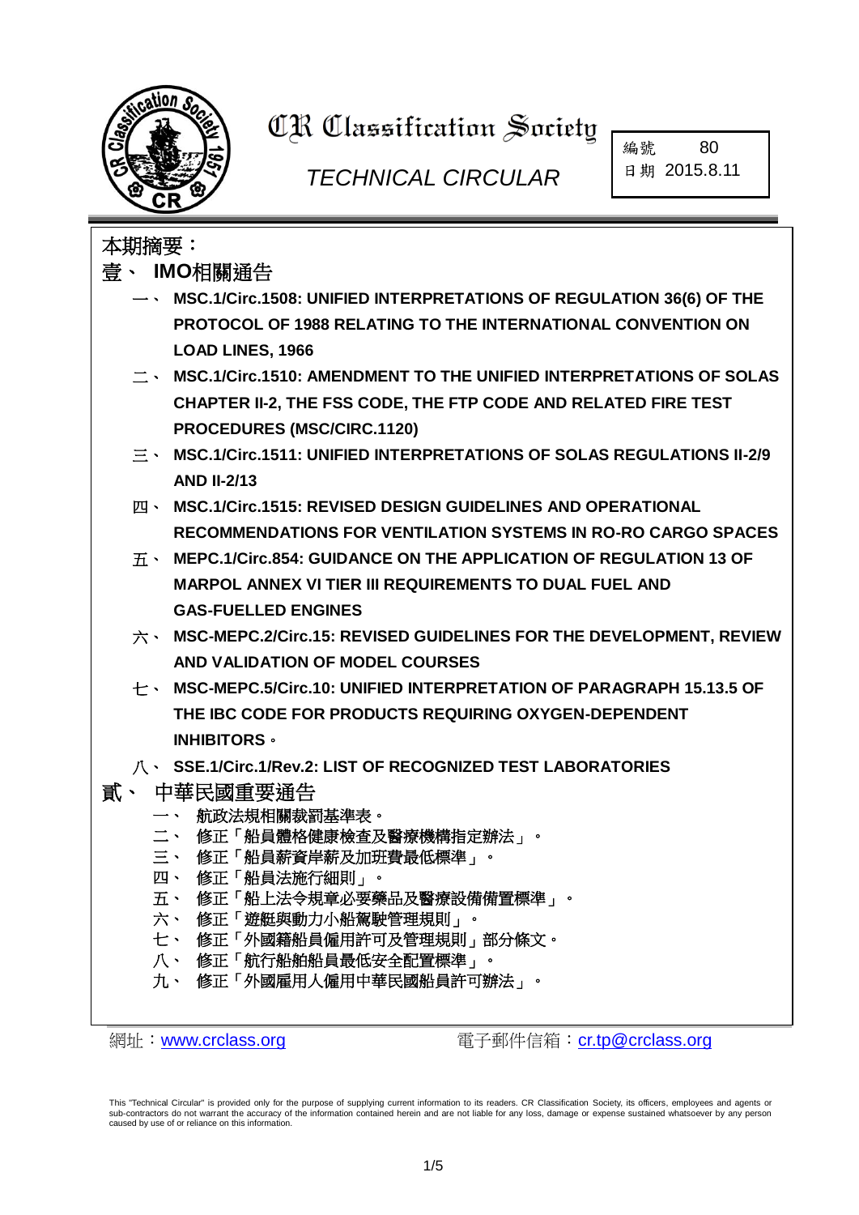# CR Classification Society

*TECHNICAL CIRCULAR*

| 編號 | 80 |
|---|---|
| 日期 | 2015.8.11 |

## 本期摘要：

### 壹、 IMO相關通告

一、 **MSC.1/Circ.1508: UNIFIED INTERPRETATIONS OF REGULATION 36(6) OF THE PROTOCOL OF 1988 RELATING TO THE INTERNATIONAL CONVENTION ON LOAD LINES, 1966**

二、 **MSC.1/Circ.1510: AMENDMENT TO THE UNIFIED INTERPRETATIONS OF SOLAS CHAPTER II-2, THE FSS CODE, THE FTP CODE AND RELATED FIRE TEST PROCEDURES (MSC/CIRC.1120)**

三、 **MSC.1/Circ.1511: UNIFIED INTERPRETATIONS OF SOLAS REGULATIONS II-2/9 AND II-2/13**

四、 **MSC.1/Circ.1515: REVISED DESIGN GUIDELINES AND OPERATIONAL RECOMMENDATIONS FOR VENTILATION SYSTEMS IN RO-RO CARGO SPACES**

五、 **MEPC.1/Circ.854: GUIDANCE ON THE APPLICATION OF REGULATION 13 OF MARPOL ANNEX VI TIER III REQUIREMENTS TO DUAL FUEL AND GAS-FUELLED ENGINES**

六、 **MSC-MEPC.2/Circ.15: REVISED GUIDELINES FOR THE DEVELOPMENT, REVIEW AND VALIDATION OF MODEL COURSES**

七、 **MSC-MEPC.5/Circ.10: UNIFIED INTERPRETATION OF PARAGRAPH 15.13.5 OF THE IBC CODE FOR PRODUCTS REQUIRING OXYGEN-DEPENDENT INHIBITORS。**

八、 **SSE.1/Circ.1/Rev.2: LIST OF RECOGNIZED TEST LABORATORIES**

### 貳、 中華民國重要通告

一、 航政法規相關裁罰基準表。
二、 修正「船員體格健康檢查及醫療機構指定辦法」。
三、 修正「船員薪資岸薪及加班費最低標準」。
四、 修正「船員法施行細則」。
五、 修正「船上法令規章必要藥品及醫療設備備置標準」。
六、 修正「遊艇與動力小船駕駛管理規則」。
七、 修正「外國籍船員僱用許可及管理規則」部分條文。
八、 修正「航行船舶船員最低安全配置標準」。
九、 修正「外國雇用人僱用中華民國船員許可辦法」。

網址：www.crclass.org　　　電子郵件信箱：cr.tp@crclass.org

This "Technical Circular" is provided only for the purpose of supplying current information to its readers. CR Classification Society, its officers, employees and agents or sub-contractors do not warrant the accuracy of the information contained herein and are not liable for any loss, damage or expense sustained whatsoever by any person caused by use of or reliance on this information.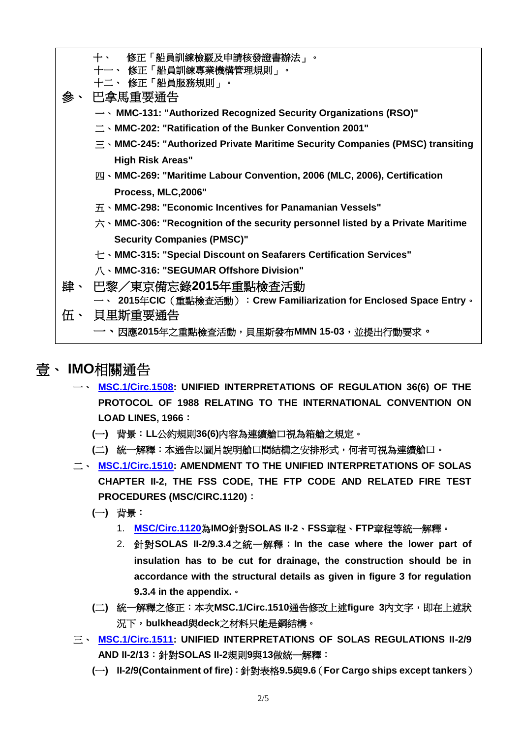十、　修正「船員訓練檢覈及申請核發證書辦法」。
十一、 修正「船員訓練專業機構管理規則」。
十二、 修正「船員服務規則」。

參、 巴拿馬重要通告

一、**MMC-131: "Authorized Recognized Security Organizations (RSO)"**
二、**MMC-202: "Ratification of the Bunker Convention 2001"**
三、**MMC-245: "Authorized Private Maritime Security Companies (PMSC) transiting High Risk Areas"**
四、**MMC-269: "Maritime Labour Convention, 2006 (MLC, 2006), Certification Process, MLC,2006"**
五、**MMC-298: "Economic Incentives for Panamanian Vessels"**
六、**MMC-306: "Recognition of the security personnel listed by a Private Maritime Security Companies (PMSC)"**
七、**MMC-315: "Special Discount on Seafarers Certification Services"**
八、**MMC-316: "SEGUMAR Offshore Division"**

肆、 巴黎／東京備忘錄2015年重點檢查活動

一、 **2015年CIC**（重點檢查活動）：**Crew Familiarization for Enclosed Space Entry**。

伍、 貝里斯重要通告

一、因應2015年之重點檢查活動，貝里斯發布**MMN 15-03**，並提出行動要求。

# 壹、 IMO相關通告

一、 **MSC.1/Circ.1508: UNIFIED INTERPRETATIONS OF REGULATION 36(6) OF THE PROTOCOL OF 1988 RELATING TO THE INTERNATIONAL CONVENTION ON LOAD LINES, 1966**：

(一) 背景：**LL**公約規則**36(6)**內容為連續艙口視為箱艙之規定。

(二) 統一解釋：本通告以圖片說明艙口間結構之安排形式，何者可視為連續艙口。

二、 **MSC.1/Circ.1510: AMENDMENT TO THE UNIFIED INTERPRETATIONS OF SOLAS CHAPTER II-2, THE FSS CODE, THE FTP CODE AND RELATED FIRE TEST PROCEDURES (MSC/CIRC.1120)**：

(一) 背景：

1. **MSC/Circ.1120**為**IMO**針對**SOLAS II-2**、**FSS**章程、**FTP**章程等統一解釋。
2. 針對**SOLAS II-2/9.3.4**之統一解釋：**In the case where the lower part of insulation has to be cut for drainage, the construction should be in accordance with the structural details as given in figure 3 for regulation 9.3.4 in the appendix.**。

(二) 統一解釋之修正：本次**MSC.1/Circ.1510**通告修改上述**figure 3**內文字，即在上述狀況下，**bulkhead**與**deck**之材料只能是鋼結構。

三、 **MSC.1/Circ.1511: UNIFIED INTERPRETATIONS OF SOLAS REGULATIONS II-2/9 AND II-2/13**：針對**SOLAS II-2**規則**9**與**13**做統一解釋：

(一) **II-2/9(Containment of fire)**：針對表格**9.5**與**9.6**（**For Cargo ships except tankers**）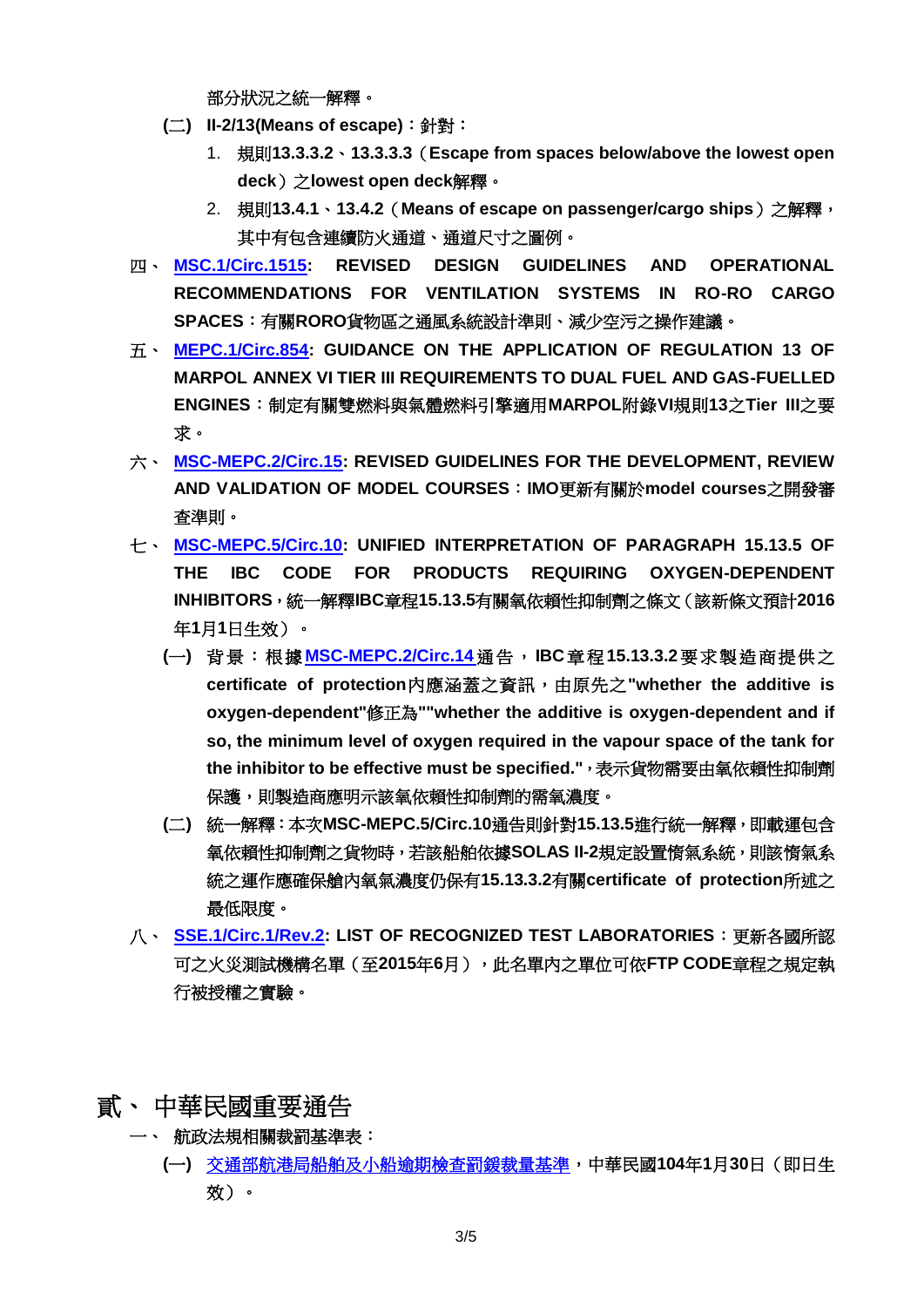部分狀況之統一解釋。

**(二) II-2/13(Means of escape)：針對：**

1. 規則**13.3.3.2**、**13.3.3.3**（**Escape from spaces below/above the lowest open deck**）之**lowest open deck**解釋。
2. 規則**13.4.1**、**13.4.2**（**Means of escape on passenger/cargo ships**）之解釋，其中有包含連續防火通道、通道尺寸之圖例。

四、 **MSC.1/Circ.1515: REVISED DESIGN GUIDELINES AND OPERATIONAL RECOMMENDATIONS FOR VENTILATION SYSTEMS IN RO-RO CARGO SPACES**：有關**RORO**貨物區之通風系統設計準則、減少空污之操作建議。

五、 **MEPC.1/Circ.854: GUIDANCE ON THE APPLICATION OF REGULATION 13 OF MARPOL ANNEX VI TIER III REQUIREMENTS TO DUAL FUEL AND GAS-FUELLED ENGINES**：制定有關雙燃料與氣體燃料引擎適用**MARPOL**附錄**VI**規則**13**之**Tier III**之要求。

六、 **MSC-MEPC.2/Circ.15: REVISED GUIDELINES FOR THE DEVELOPMENT, REVIEW AND VALIDATION OF MODEL COURSES**：**IMO**更新有關於**model courses**之開發審查準則。

七、 **MSC-MEPC.5/Circ.10: UNIFIED INTERPRETATION OF PARAGRAPH 15.13.5 OF THE IBC CODE FOR PRODUCTS REQUIRING OXYGEN-DEPENDENT INHIBITORS**，統一解釋**IBC**章程**15.13.5**有關氧依賴性抑制劑之條文（該新條文預計**2016**年**1**月**1**日生效）。

**(一)** 背景：根據**MSC-MEPC.2/Circ.14**通告，**IBC**章程**15.13.3.2**要求製造商提供之**certificate of protection**內應涵蓋之資訊，由原先之**"whether the additive is oxygen-dependent"**修正為**""whether the additive is oxygen-dependent and if so, the minimum level of oxygen required in the vapour space of the tank for the inhibitor to be effective must be specified."**，表示貨物需要由氧依賴性抑制劑保護，則製造商應明示該氧依賴性抑制劑的需氧濃度。

**(二)** 統一解釋：本次**MSC-MEPC.5/Circ.10**通告則針對**15.13.5**進行統一解釋，即載運包含氧依賴性抑制劑之貨物時，若該船舶依據**SOLAS II-2**規定設置惰氣系統，則該惰氣系統之運作應確保艙內氧氣濃度仍保有**15.13.3.2**有關**certificate of protection**所述之最低限度。

八、 **SSE.1/Circ.1/Rev.2: LIST OF RECOGNIZED TEST LABORATORIES**：更新各國所認可之火災測試機構名單（至**2015**年**6**月），此名單內之單位可依**FTP CODE**章程之規定執行被授權之實驗。

# 貳、 中華民國重要通告

一、 航政法規相關裁罰基準表：

**(一)** 交通部航港局船舶及小船逾期檢查罰鍰裁量基準，中華民國**104**年**1**月**30**日（即日生效）。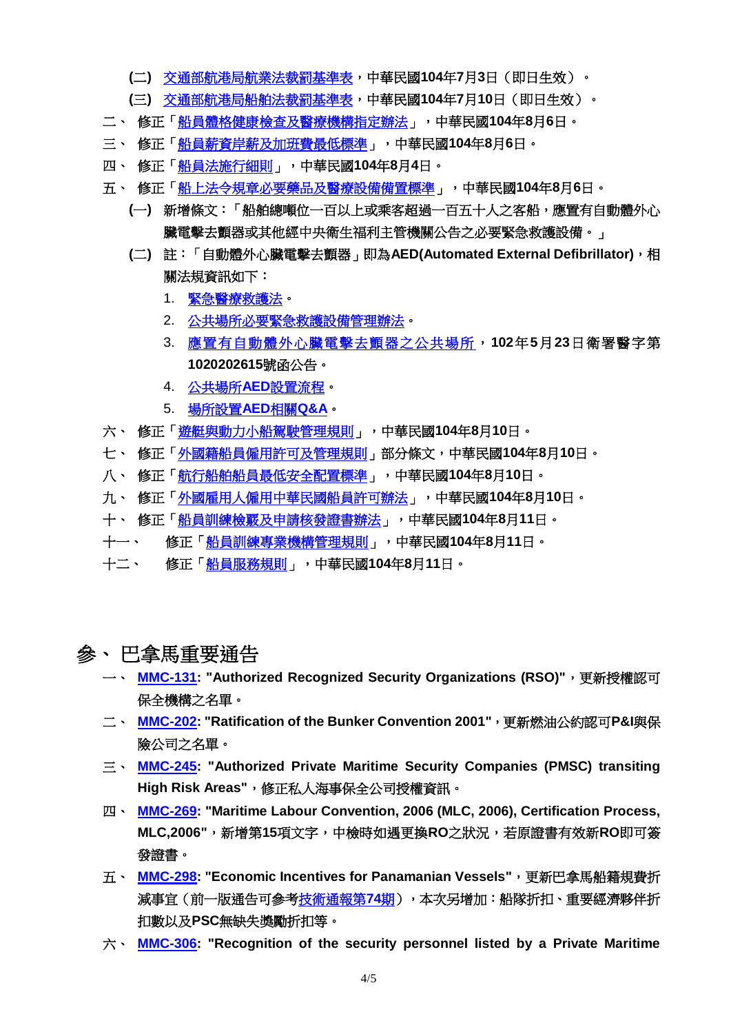(二) 交通部航港局航業法裁罰基準表，中華民國104年7月3日（即日生效）。

(三) 交通部航港局船舶法裁罰基準表，中華民國104年7月10日（即日生效）。

二、 修正「船員體格健康檢查及醫療機構指定辦法」，中華民國104年8月6日。

三、 修正「船員薪資岸薪及加班費最低標準」，中華民國104年8月6日。

四、 修正「船員法施行細則」，中華民國104年8月4日。

五、 修正「船上法令規章必要藥品及醫療設備備置標準」，中華民國104年8月6日。

(一) 新增條文：「船舶總噸位一百以上或乘客超過一百五十人之客船，應置有自動體外心臟電擊去顫器或其他經中央衛生福利主管機關公告之必要緊急救護設備。」

(二) 註：「自動體外心臟電擊去顫器」即為AED(Automated External Defibrillator)，相關法規資訊如下：

1. 緊急醫療救護法。
2. 公共場所必要緊急救護設備管理辦法。
3. 應置有自動體外心臟電擊去顫器之公共場所，102年5月23日衛署醫字第1020202615號函公告。
4. 公共場所AED設置流程。
5. 場所設置AED相關Q&A。

六、 修正「遊艇與動力小船駕駛管理規則」，中華民國104年8月10日。

七、 修正「外國籍船員僱用許可及管理規則」部分條文，中華民國104年8月10日。

八、 修正「航行船舶船員最低安全配置標準」，中華民國104年8月10日。

九、 修正「外國雇用人僱用中華民國船員許可辦法」，中華民國104年8月10日。

十、 修正「船員訓練檢覈及申請核發證書辦法」，中華民國104年8月11日。

十一、 修正「船員訓練專業機構管理規則」，中華民國104年8月11日。

十二、 修正「船員服務規則」，中華民國104年8月11日。

# 參、巴拿馬重要通告

一、 **MMC-131**: **"Authorized Recognized Security Organizations (RSO)"**，更新授權認可保全機構之名單。

二、 **MMC-202**: **"Ratification of the Bunker Convention 2001"**，更新燃油公約認可P&I與保險公司之名單。

三、 **MMC-245**: **"Authorized Private Maritime Security Companies (PMSC) transiting High Risk Areas"**，修正私人海事保全公司授權資訊。

四、 **MMC-269**: **"Maritime Labour Convention, 2006 (MLC, 2006), Certification Process, MLC,2006"**，新增第15項文字，中檢時如遇更換RO之狀況，若原證書有效新RO即可簽發證書。

五、 **MMC-298**: **"Economic Incentives for Panamanian Vessels"**，更新巴拿馬船籍規費折減事宜（前一版通告可參考技術通報第74期），本次另增加：船隊折扣、重要經濟夥伴折扣數以及PSC無缺失獎勵折扣等。

六、 **MMC-306**: **"Recognition of the security personnel listed by a Private Maritime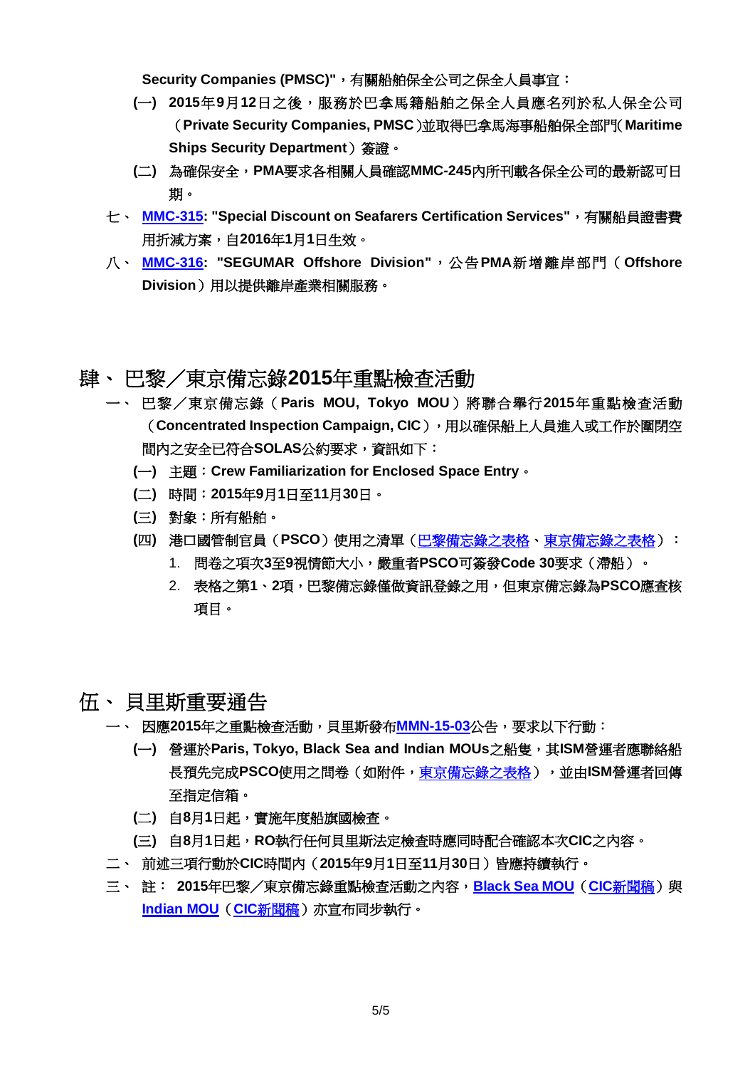Security Companies (PMSC)"，有關船舶保全公司之保全人員事宜：

(一) 2015年9月12日之後，服務於巴拿馬籍船舶之保全人員應名列於私人保全公司（Private Security Companies, PMSC）並取得巴拿馬海事船舶保全部門（Maritime Ships Security Department）簽證。

(二) 為確保安全，PMA要求各相關人員確認MMC-245內所刊載各保全公司的最新認可日期。

七、 **MMC-315**: "Special Discount on Seafarers Certification Services"，有關船員證書費用折減方案，自2016年1月1日生效。

八、 **MMC-316**: "SEGUMAR Offshore Division"，公告PMA新增離岸部門（Offshore Division）用以提供離岸產業相關服務。

## 肆、 巴黎／東京備忘錄2015年重點檢查活動

一、 巴黎／東京備忘錄（Paris MOU, Tokyo MOU）將聯合舉行2015年重點檢查活動（Concentrated Inspection Campaign, CIC），用以確保船上人員進入或工作於圍閉空間內之安全已符合SOLAS公約要求，資訊如下：

(一) 主題：Crew Familiarization for Enclosed Space Entry。

(二) 時間：2015年9月1日至11月30日。

(三) 對象：所有船舶。

(四) 港口國管制官員（PSCO）使用之清單（巴黎備忘錄之表格、東京備忘錄之表格）：

1. 問卷之項次3至9視情節大小，嚴重者PSCO可簽發Code 30要求（滯船）。
2. 表格之第1、2項，巴黎備忘錄僅做資訊登錄之用，但東京備忘錄為PSCO應查核項目。

## 伍、 貝里斯重要通告

一、 因應2015年之重點檢查活動，貝里斯發布**MMN-15-03**公告，要求以下行動：

(一) 營運於Paris, Tokyo, Black Sea and Indian MOUs之船隻，其ISM營運者應聯絡船長預先完成PSCO使用之問卷（如附件，東京備忘錄之表格），並由ISM營運者回傳至指定信箱。

(二) 自8月1日起，實施年度船旗國檢查。

(三) 自8月1日起，RO執行任何貝里斯法定檢查時應同時配合確認本次CIC之內容。

二、 前述三項行動於CIC時間內（2015年9月1日至11月30日）皆應持續執行。

三、 註： 2015年巴黎／東京備忘錄重點檢查活動之內容，**Black Sea MOU**（**CIC新聞稿**）與**Indian MOU**（**CIC新聞稿**）亦宣布同步執行。